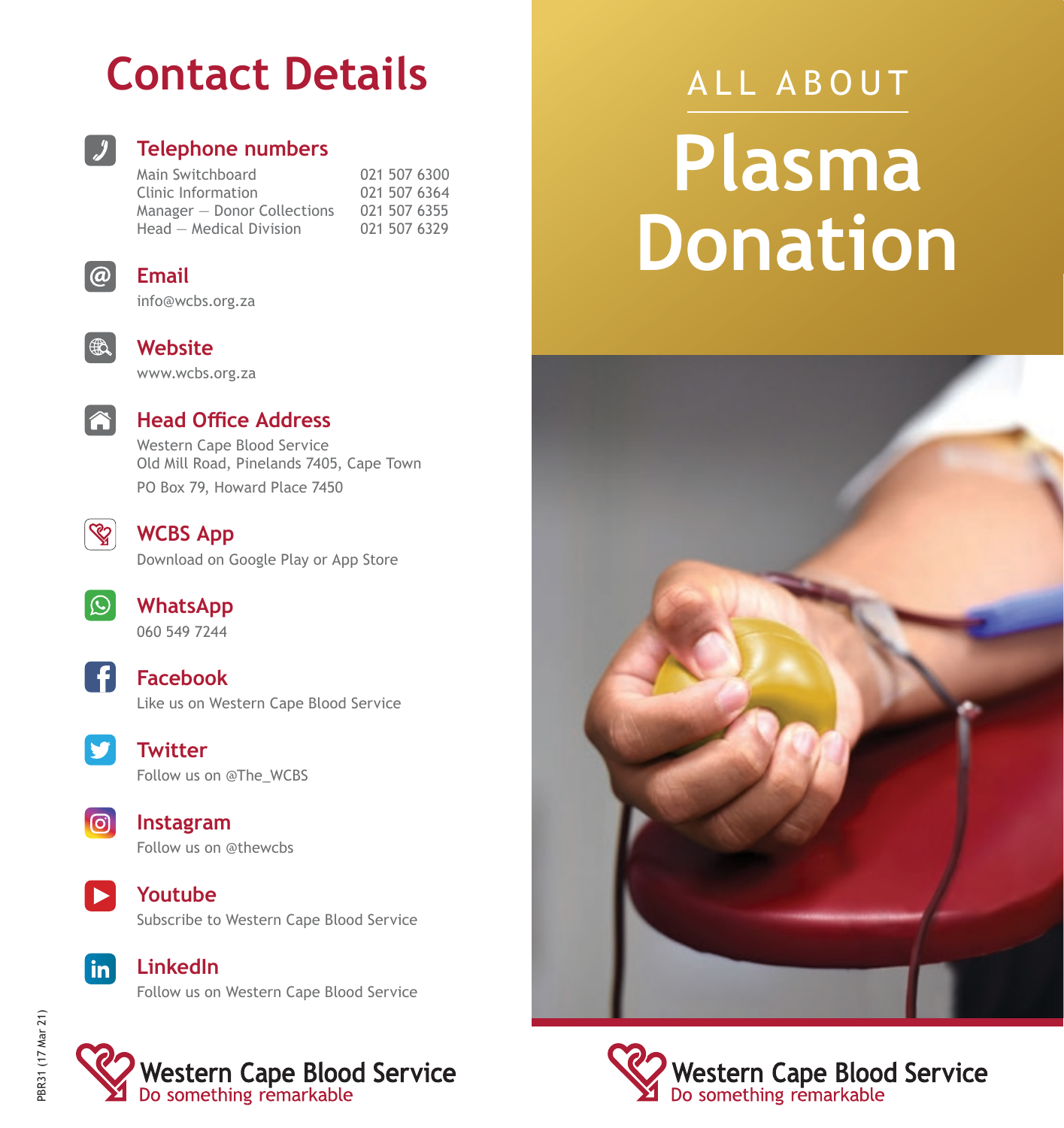# Contact Details

## Telephone numbers

| | |
|---|---|
| Main Switchboard | 021 507 6300 |
| Clinic Information | 021 507 6364 |
| Manager — Donor Collections | 021 507 6355 |
| Head — Medical Division | 021 507 6329 |

## Email

info@wcbs.org.za

## Website

www.wcbs.org.za

## Head Office Address

Western Cape Blood Service
Old Mill Road, Pinelands 7405, Cape Town
PO Box 79, Howard Place 7450

## WCBS App

Download on Google Play or App Store

## WhatsApp

060 549 7244

## Facebook

Like us on Western Cape Blood Service

## Twitter

Follow us on @The_WCBS

## Instagram

Follow us on @thewcbs

## Youtube

Subscribe to Western Cape Blood Service

## LinkedIn

Follow us on Western Cape Blood Service

PBR31 (17 Mar 21)

Western Cape Blood Service
Do something remarkable

ALL ABOUT

# Plasma Donation

Western Cape Blood Service
Do something remarkable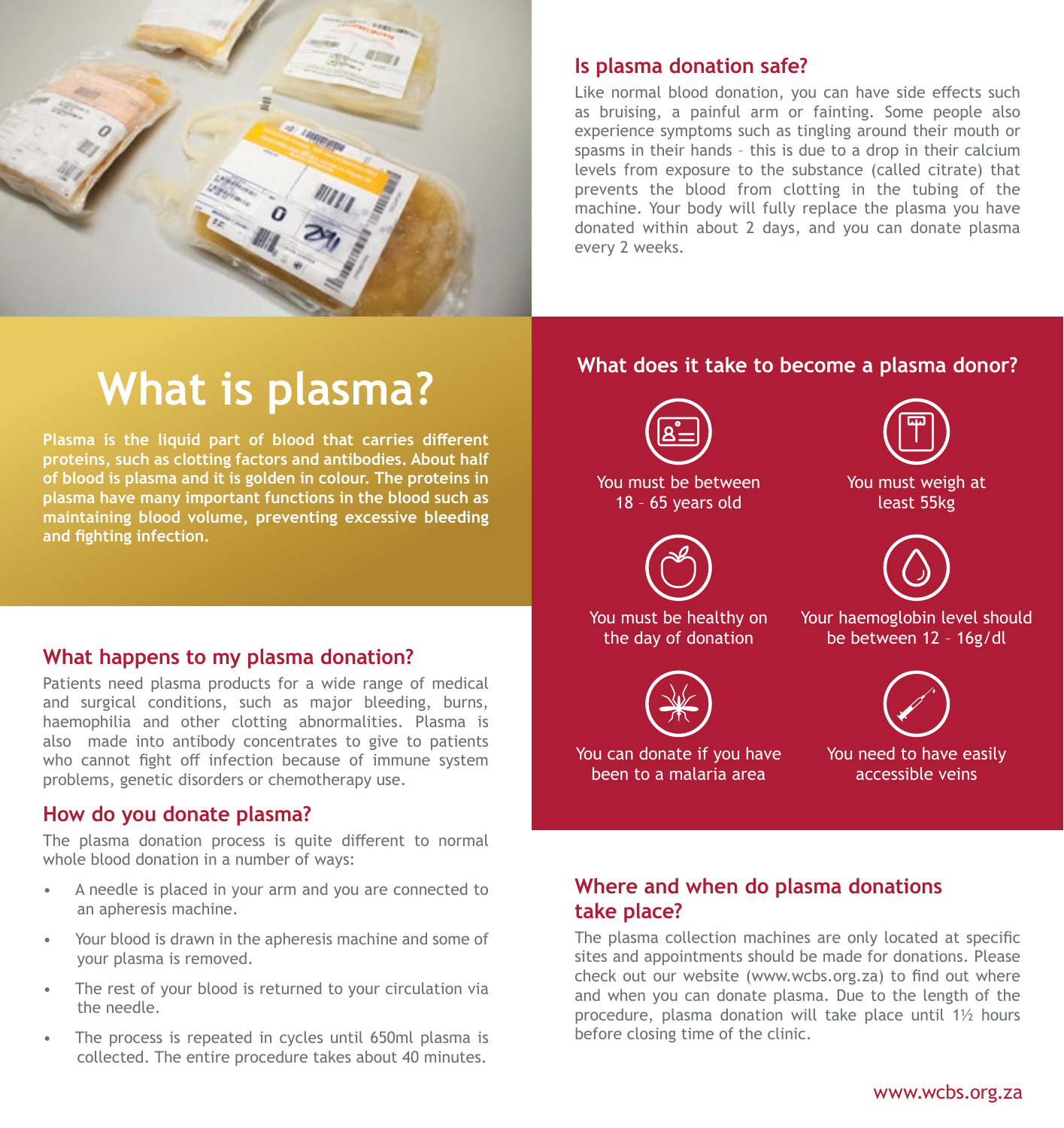# What is plasma?

**Plasma is the liquid part of blood that carries different proteins, such as clotting factors and antibodies. About half of blood is plasma and it is golden in colour. The proteins in plasma have many important functions in the blood such as maintaining blood volume, preventing excessive bleeding and fighting infection.**

## What happens to my plasma donation?

Patients need plasma products for a wide range of medical and surgical conditions, such as major bleeding, burns, haemophilia and other clotting abnormalities. Plasma is also made into antibody concentrates to give to patients who cannot fight off infection because of immune system problems, genetic disorders or chemotherapy use.

## How do you donate plasma?

The plasma donation process is quite different to normal whole blood donation in a number of ways:

- A needle is placed in your arm and you are connected to an apheresis machine.
- Your blood is drawn in the apheresis machine and some of your plasma is removed.
- The rest of your blood is returned to your circulation via the needle.
- The process is repeated in cycles until 650ml plasma is collected. The entire procedure takes about 40 minutes.

## Is plasma donation safe?

Like normal blood donation, you can have side effects such as bruising, a painful arm or fainting. Some people also experience symptoms such as tingling around their mouth or spasms in their hands – this is due to a drop in their calcium levels from exposure to the substance (called citrate) that prevents the blood from clotting in the tubing of the machine. Your body will fully replace the plasma you have donated within about 2 days, and you can donate plasma every 2 weeks.

## What does it take to become a plasma donor?

- You must be between 18 – 65 years old
- You must weigh at least 55kg
- You must be healthy on the day of donation
- Your haemoglobin level should be between 12 – 16g/dl
- You can donate if you have been to a malaria area
- You need to have easily accessible veins

## Where and when do plasma donations take place?

The plasma collection machines are only located at specific sites and appointments should be made for donations. Please check out our website (www.wcbs.org.za) to find out where and when you can donate plasma. Due to the length of the procedure, plasma donation will take place until 1½ hours before closing time of the clinic.

www.wcbs.org.za